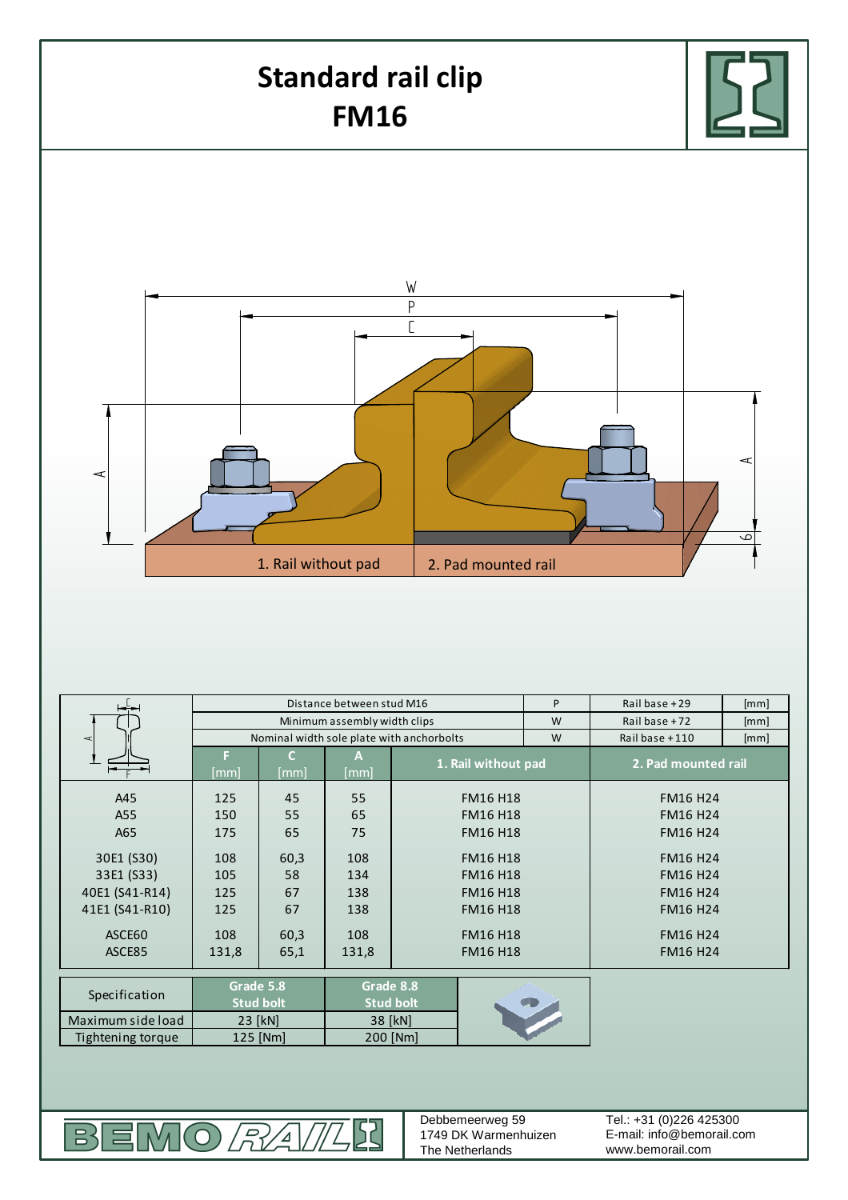# Standard rail clip FM16

1. Rail without pad
2. Pad mounted rail

| | Distance between stud M16 | | | P | Rail base + 29 | [mm] |
|---|---|---|---|---|---|---|
| | Minimum assembly width clips | | | W | Rail base + 72 | [mm] |
| | Nominal width sole plate with anchorbolts | | | W | Rail base + 110 | [mm] |
| | F [mm] | C [mm] | A [mm] | 1. Rail without pad | 2. Pad mounted rail | |
| A45 | 125 | 45 | 55 | FM16 H18 | FM16 H24 | |
| A55 | 150 | 55 | 65 | FM16 H18 | FM16 H24 | |
| A65 | 175 | 65 | 75 | FM16 H18 | FM16 H24 | |
| 30E1 (S30) | 108 | 60,3 | 108 | FM16 H18 | FM16 H24 | |
| 33E1 (S33) | 105 | 58 | 134 | FM16 H18 | FM16 H24 | |
| 40E1 (S41-R14) | 125 | 67 | 138 | FM16 H18 | FM16 H24 | |
| 41E1 (S41-R10) | 125 | 67 | 138 | FM16 H18 | FM16 H24 | |
| ASCE60 | 108 | 60,3 | 108 | FM16 H18 | FM16 H24 | |
| ASCE85 | 131,8 | 65,1 | 131,8 | FM16 H18 | FM16 H24 | |

| Specification | Grade 5.8 Stud bolt | Grade 8.8 Stud bolt |
|---|---|---|
| Maximum side load | 23 [kN] | 38 [kN] |
| Tightening torque | 125 [Nm] | 200 [Nm] |

BEMO RAIL

Debbemeerweg 59
1749 DK Warmenhuizen
The Netherlands

Tel.: +31 (0)226 425300
E-mail: info@bemorail.com
www.bemorail.com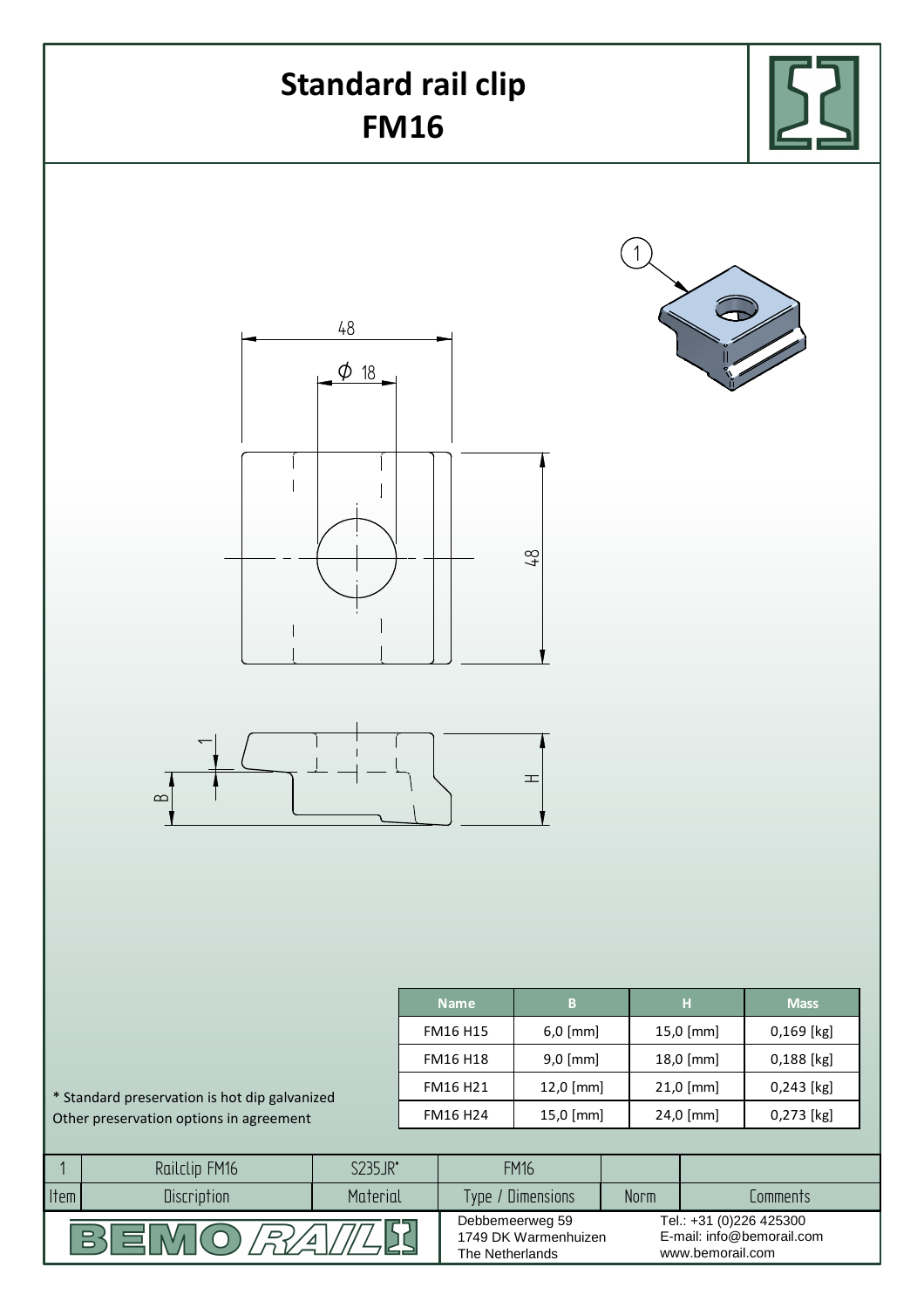# Standard rail clip
# FM16

48

ϕ 18

48

1

B

H

| Name | B | H | Mass |
|---|---|---|---|
| FM16 H15 | 6,0 [mm] | 15,0 [mm] | 0,169 [kg] |
| FM16 H18 | 9,0 [mm] | 18,0 [mm] | 0,188 [kg] |
| FM16 H21 | 12,0 [mm] | 21,0 [mm] | 0,243 [kg] |
| FM16 H24 | 15,0 [mm] | 24,0 [mm] | 0,273 [kg] |

\* Standard preservation is hot dip galvanized
Other preservation options in agreement

| Item | Discription | Material | Type / Dimensions | Norm | Comments |
|---|---|---|---|---|---|
| 1 | Railclip FM16 | S235JR* | FM16 | | |

BEMO RAIL

Debbemeerweg 59
1749 DK Warmenhuizen
The Netherlands

Tel.: +31 (0)226 425300
E-mail: info@bemorail.com
www.bemorail.com